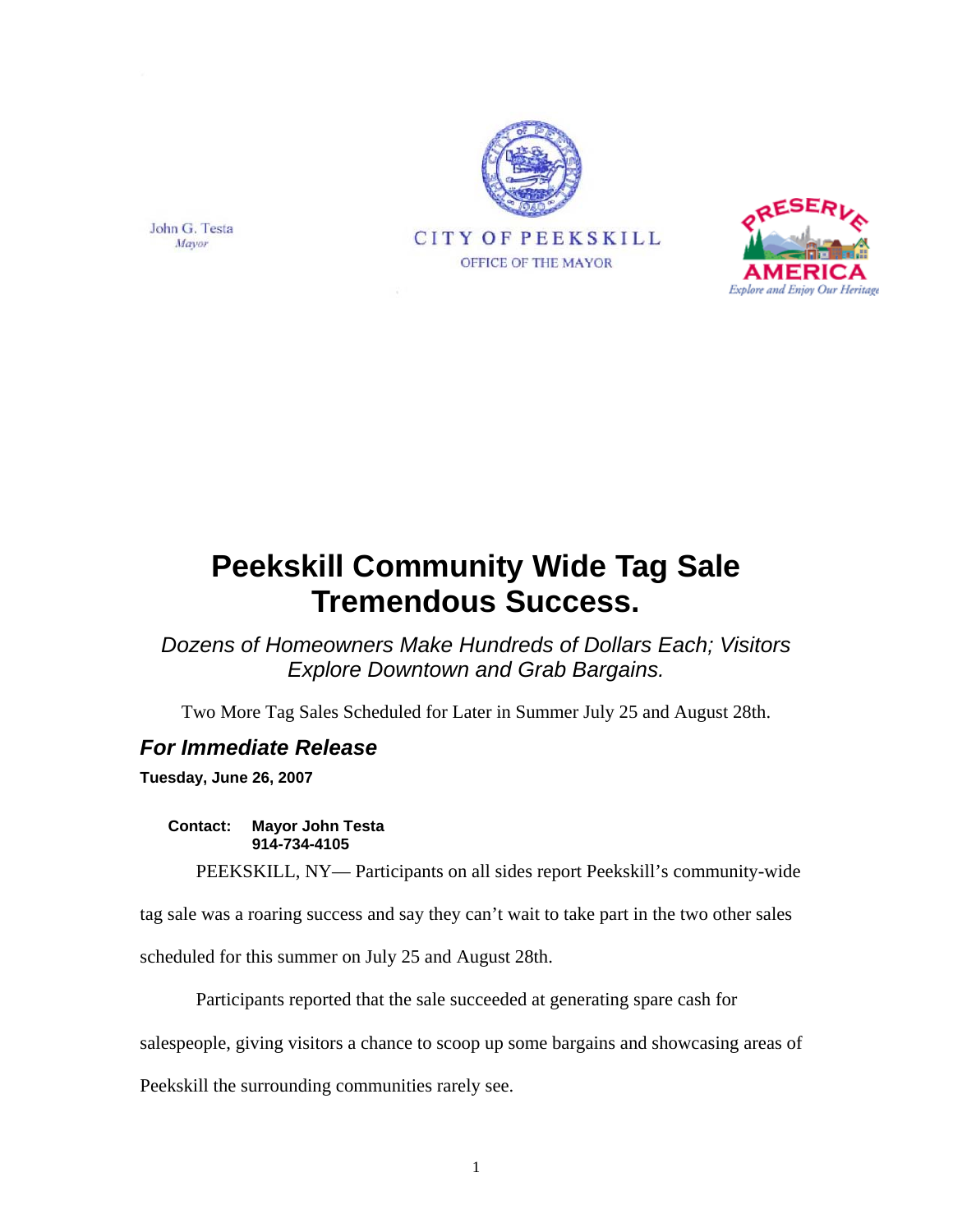John G. Testa
*Mayor*

CITY OF PEEKSKILL
OFFICE OF THE MAYOR

PRESERVE AMERICA
*Explore and Enjoy Our Heritage*

# Peekskill Community Wide Tag Sale Tremendous Success.

*Dozens of Homeowners Make Hundreds of Dollars Each; Visitors Explore Downtown and Grab Bargains.*

Two More Tag Sales Scheduled for Later in Summer July 25 and August 28th.

## *For Immediate Release*

**Tuesday, June 26, 2007**

**Contact: Mayor John Testa**
**914-734-4105**

PEEKSKILL, NY— Participants on all sides report Peekskill's community-wide tag sale was a roaring success and say they can't wait to take part in the two other sales scheduled for this summer on July 25 and August 28th.

Participants reported that the sale succeeded at generating spare cash for salespeople, giving visitors a chance to scoop up some bargains and showcasing areas of Peekskill the surrounding communities rarely see.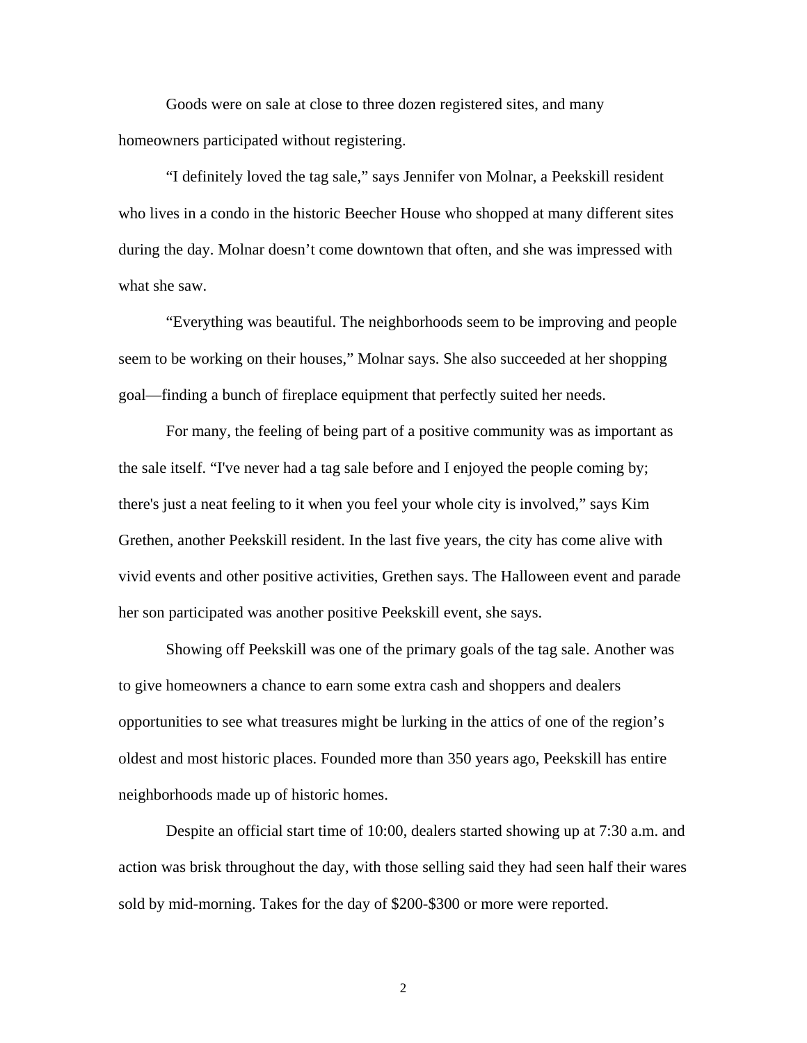Goods were on sale at close to three dozen registered sites, and many homeowners participated without registering.

“I definitely loved the tag sale,” says Jennifer von Molnar, a Peekskill resident who lives in a condo in the historic Beecher House who shopped at many different sites during the day. Molnar doesn’t come downtown that often, and she was impressed with what she saw.

“Everything was beautiful. The neighborhoods seem to be improving and people seem to be working on their houses,” Molnar says. She also succeeded at her shopping goal—finding a bunch of fireplace equipment that perfectly suited her needs.

For many, the feeling of being part of a positive community was as important as the sale itself. “I've never had a tag sale before and I enjoyed the people coming by; there's just a neat feeling to it when you feel your whole city is involved,” says Kim Grethen, another Peekskill resident. In the last five years, the city has come alive with vivid events and other positive activities, Grethen says. The Halloween event and parade her son participated was another positive Peekskill event, she says.

Showing off Peekskill was one of the primary goals of the tag sale. Another was to give homeowners a chance to earn some extra cash and shoppers and dealers opportunities to see what treasures might be lurking in the attics of one of the region’s oldest and most historic places. Founded more than 350 years ago, Peekskill has entire neighborhoods made up of historic homes.

Despite an official start time of 10:00, dealers started showing up at 7:30 a.m. and action was brisk throughout the day, with those selling said they had seen half their wares sold by mid-morning. Takes for the day of $200-$300 or more were reported.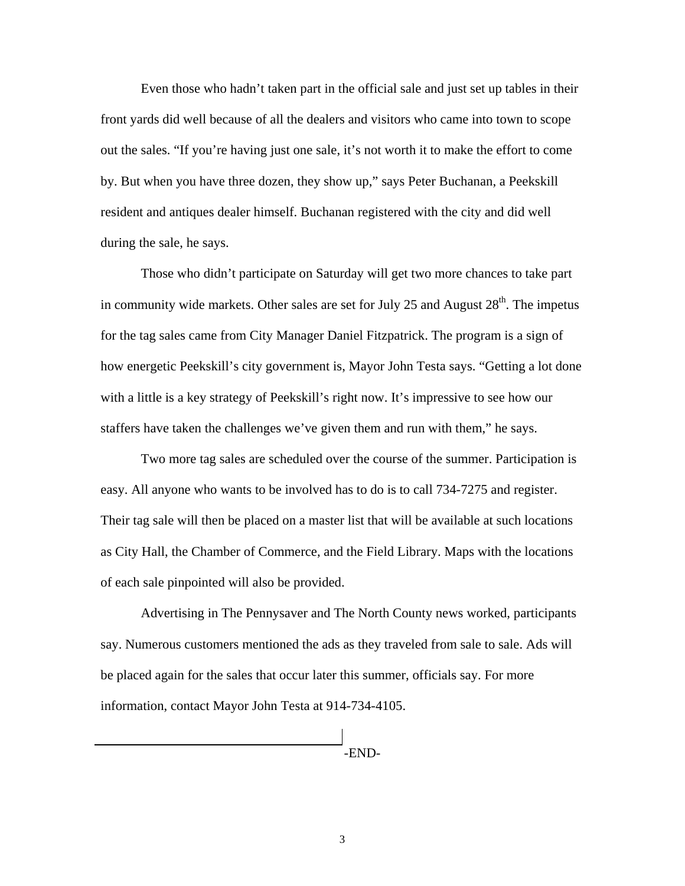Even those who hadn't taken part in the official sale and just set up tables in their front yards did well because of all the dealers and visitors who came into town to scope out the sales. "If you're having just one sale, it's not worth it to make the effort to come by. But when you have three dozen, they show up," says Peter Buchanan, a Peekskill resident and antiques dealer himself. Buchanan registered with the city and did well during the sale, he says.

Those who didn't participate on Saturday will get two more chances to take part in community wide markets. Other sales are set for July 25 and August 28th. The impetus for the tag sales came from City Manager Daniel Fitzpatrick. The program is a sign of how energetic Peekskill's city government is, Mayor John Testa says. "Getting a lot done with a little is a key strategy of Peekskill's right now. It's impressive to see how our staffers have taken the challenges we've given them and run with them," he says.

Two more tag sales are scheduled over the course of the summer. Participation is easy. All anyone who wants to be involved has to do is to call 734-7275 and register. Their tag sale will then be placed on a master list that will be available at such locations as City Hall, the Chamber of Commerce, and the Field Library. Maps with the locations of each sale pinpointed will also be provided.

Advertising in The Pennysaver and The North County news worked, participants say. Numerous customers mentioned the ads as they traveled from sale to sale. Ads will be placed again for the sales that occur later this summer, officials say. For more information, contact Mayor John Testa at 914-734-4105.

-END-